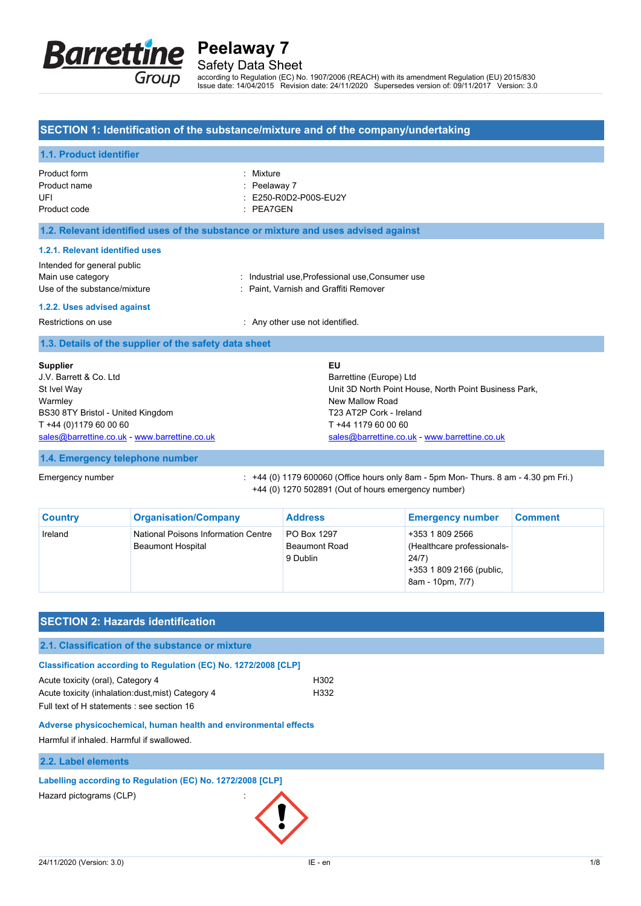# Peelaway 7

Safety Data Sheet

according to Regulation (EC) No. 1907/2006 (REACH) with its amendment Regulation (EU) 2015/830
Issue date: 14/04/2015 Revision date: 24/11/2020 Supersedes version of: 09/11/2017 Version: 3.0

## SECTION 1: Identification of the substance/mixture and of the company/undertaking

### 1.1. Product identifier

Product form : Mixture
Product name : Peelaway 7
UFI : E250-R0D2-P00S-EU2Y
Product code : PEA7GEN

### 1.2. Relevant identified uses of the substance or mixture and uses advised against

#### 1.2.1. Relevant identified uses

Intended for general public
Main use category : Industrial use,Professional use,Consumer use
Use of the substance/mixture : Paint, Varnish and Graffiti Remover

#### 1.2.2. Uses advised against

Restrictions on use : Any other use not identified.

### 1.3. Details of the supplier of the safety data sheet

**Supplier**
J.V. Barrett & Co. Ltd
St Ivel Way
Warmley
BS30 8TY Bristol - United Kingdom
T +44 (0)1179 60 00 60
sales@barrettine.co.uk - www.barrettine.co.uk

**EU**
Barrettine (Europe) Ltd
Unit 3D North Point House, North Point Business Park,
New Mallow Road
T23 AT2P Cork - Ireland
T +44 1179 60 00 60
sales@barrettine.co.uk - www.barrettine.co.uk

### 1.4. Emergency telephone number

Emergency number : +44 (0) 1179 600060 (Office hours only 8am - 5pm Mon- Thurs. 8 am - 4.30 pm Fri.)
+44 (0) 1270 502891 (Out of hours emergency number)

| Country | Organisation/Company | Address | Emergency number | Comment |
|---|---|---|---|---|
| Ireland | National Poisons Information Centre Beaumont Hospital | PO Box 1297 Beaumont Road 9 Dublin | +353 1 809 2566 (Healthcare professionals- 24/7) +353 1 809 2166 (public, 8am - 10pm, 7/7) | |

## SECTION 2: Hazards identification

### 2.1. Classification of the substance or mixture

#### Classification according to Regulation (EC) No. 1272/2008 [CLP]

Acute toxicity (oral), Category 4 H302
Acute toxicity (inhalation:dust,mist) Category 4 H332
Full text of H statements : see section 16

#### Adverse physicochemical, human health and environmental effects

Harmful if inhaled. Harmful if swallowed.

### 2.2. Label elements

#### Labelling according to Regulation (EC) No. 1272/2008 [CLP]

Hazard pictograms (CLP) :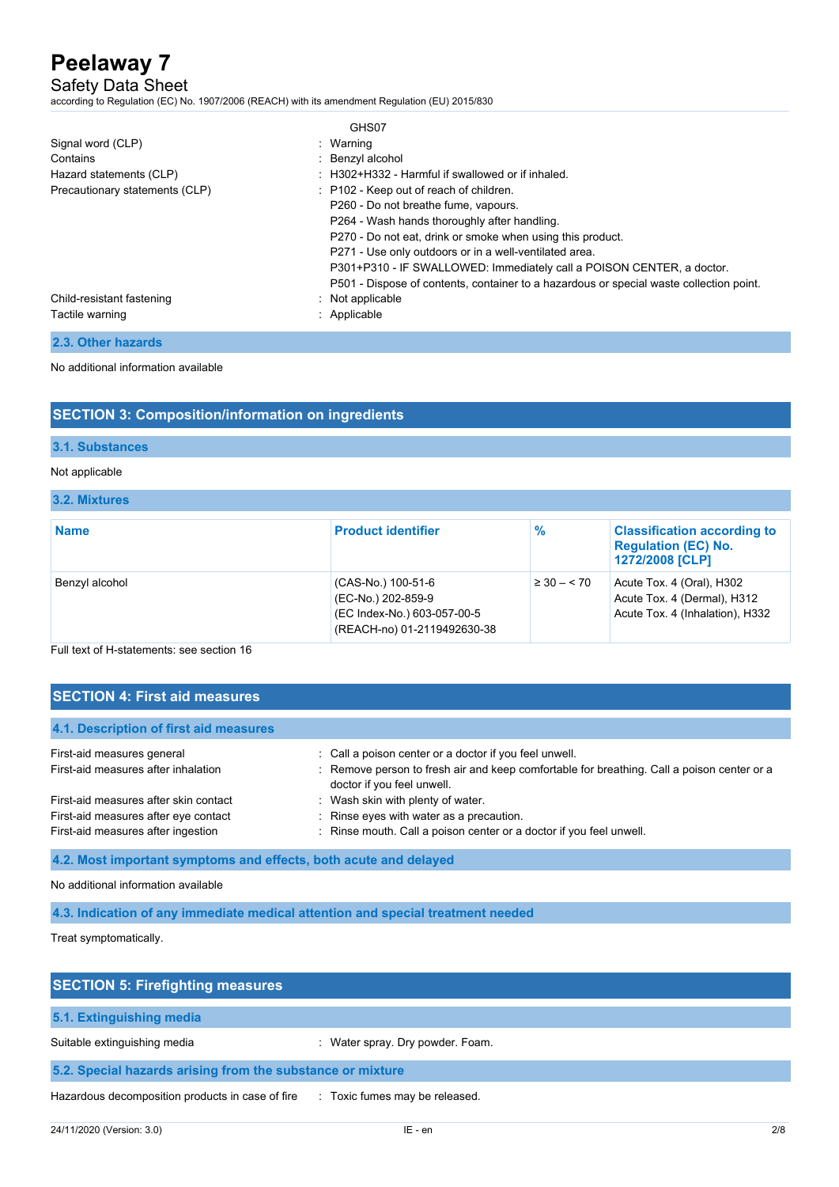GHS07

| | |
|---|---|
| Signal word (CLP) | : Warning |
| Contains | : Benzyl alcohol |
| Hazard statements (CLP) | : H302+H332 - Harmful if swallowed or if inhaled. |
| Precautionary statements (CLP) | : P102 - Keep out of reach of children.<br>P260 - Do not breathe fume, vapours.<br>P264 - Wash hands thoroughly after handling.<br>P270 - Do not eat, drink or smoke when using this product.<br>P271 - Use only outdoors or in a well-ventilated area.<br>P301+P310 - IF SWALLOWED: Immediately call a POISON CENTER, a doctor.<br>P501 - Dispose of contents, container to a hazardous or special waste collection point. |
| Child-resistant fastening | : Not applicable |
| Tactile warning | : Applicable |

### 2.3. Other hazards

No additional information available

## SECTION 3: Composition/information on ingredients

### 3.1. Substances

Not applicable

### 3.2. Mixtures

| Name | Product identifier | % | Classification according to Regulation (EC) No. 1272/2008 [CLP] |
|---|---|---|---|
| Benzyl alcohol | (CAS-No.) 100-51-6<br>(EC-No.) 202-859-9<br>(EC Index-No.) 603-057-00-5<br>(REACH-no) 01-2119492630-38 | ≥ 30 – < 70 | Acute Tox. 4 (Oral), H302<br>Acute Tox. 4 (Dermal), H312<br>Acute Tox. 4 (Inhalation), H332 |

Full text of H-statements: see section 16

## SECTION 4: First aid measures

### 4.1. Description of first aid measures

| | |
|---|---|
| First-aid measures general | : Call a poison center or a doctor if you feel unwell. |
| First-aid measures after inhalation | : Remove person to fresh air and keep comfortable for breathing. Call a poison center or a doctor if you feel unwell. |
| First-aid measures after skin contact | : Wash skin with plenty of water. |
| First-aid measures after eye contact | : Rinse eyes with water as a precaution. |
| First-aid measures after ingestion | : Rinse mouth. Call a poison center or a doctor if you feel unwell. |

### 4.2. Most important symptoms and effects, both acute and delayed

No additional information available

### 4.3. Indication of any immediate medical attention and special treatment needed

Treat symptomatically.

## SECTION 5: Firefighting measures

### 5.1. Extinguishing media

| | |
|---|---|
| Suitable extinguishing media | : Water spray. Dry powder. Foam. |

### 5.2. Special hazards arising from the substance or mixture

| | |
|---|---|
| Hazardous decomposition products in case of fire | : Toxic fumes may be released. |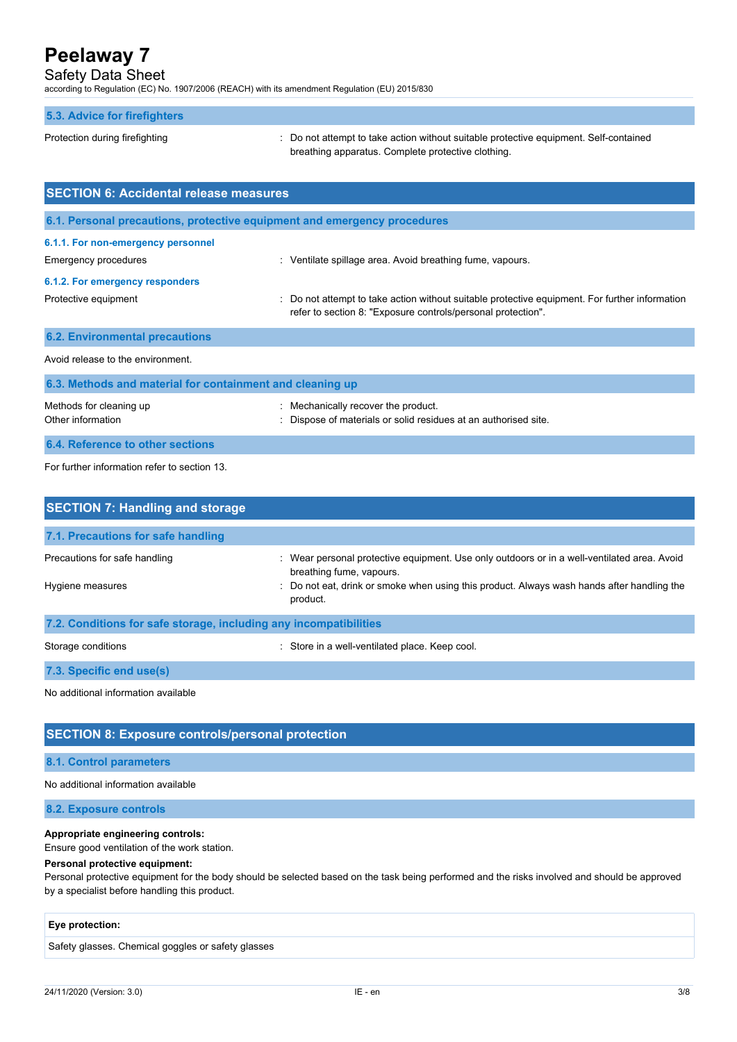### 5.3. Advice for firefighters

| | |
|---|---|
| Protection during firefighting | : Do not attempt to take action without suitable protective equipment. Self-contained breathing apparatus. Complete protective clothing. |

## SECTION 6: Accidental release measures

### 6.1. Personal precautions, protective equipment and emergency procedures

#### 6.1.1. For non-emergency personnel

| | |
|---|---|
| Emergency procedures | : Ventilate spillage area. Avoid breathing fume, vapours. |

#### 6.1.2. For emergency responders

| | |
|---|---|
| Protective equipment | : Do not attempt to take action without suitable protective equipment. For further information refer to section 8: "Exposure controls/personal protection". |

### 6.2. Environmental precautions

Avoid release to the environment.

### 6.3. Methods and material for containment and cleaning up

| | |
|---|---|
| Methods for cleaning up | : Mechanically recover the product. |
| Other information | : Dispose of materials or solid residues at an authorised site. |

### 6.4. Reference to other sections

For further information refer to section 13.

## SECTION 7: Handling and storage

### 7.1. Precautions for safe handling

| | |
|---|---|
| Precautions for safe handling | : Wear personal protective equipment. Use only outdoors or in a well-ventilated area. Avoid breathing fume, vapours. |
| Hygiene measures | : Do not eat, drink or smoke when using this product. Always wash hands after handling the product. |

### 7.2. Conditions for safe storage, including any incompatibilities

| | |
|---|---|
| Storage conditions | : Store in a well-ventilated place. Keep cool. |

### 7.3. Specific end use(s)

No additional information available

## SECTION 8: Exposure controls/personal protection

### 8.1. Control parameters

No additional information available

### 8.2. Exposure controls

**Appropriate engineering controls:**

Ensure good ventilation of the work station.

**Personal protective equipment:**

Personal protective equipment for the body should be selected based on the task being performed and the risks involved and should be approved by a specialist before handling this product.

| Eye protection: |
|---|
| Safety glasses. Chemical goggles or safety glasses |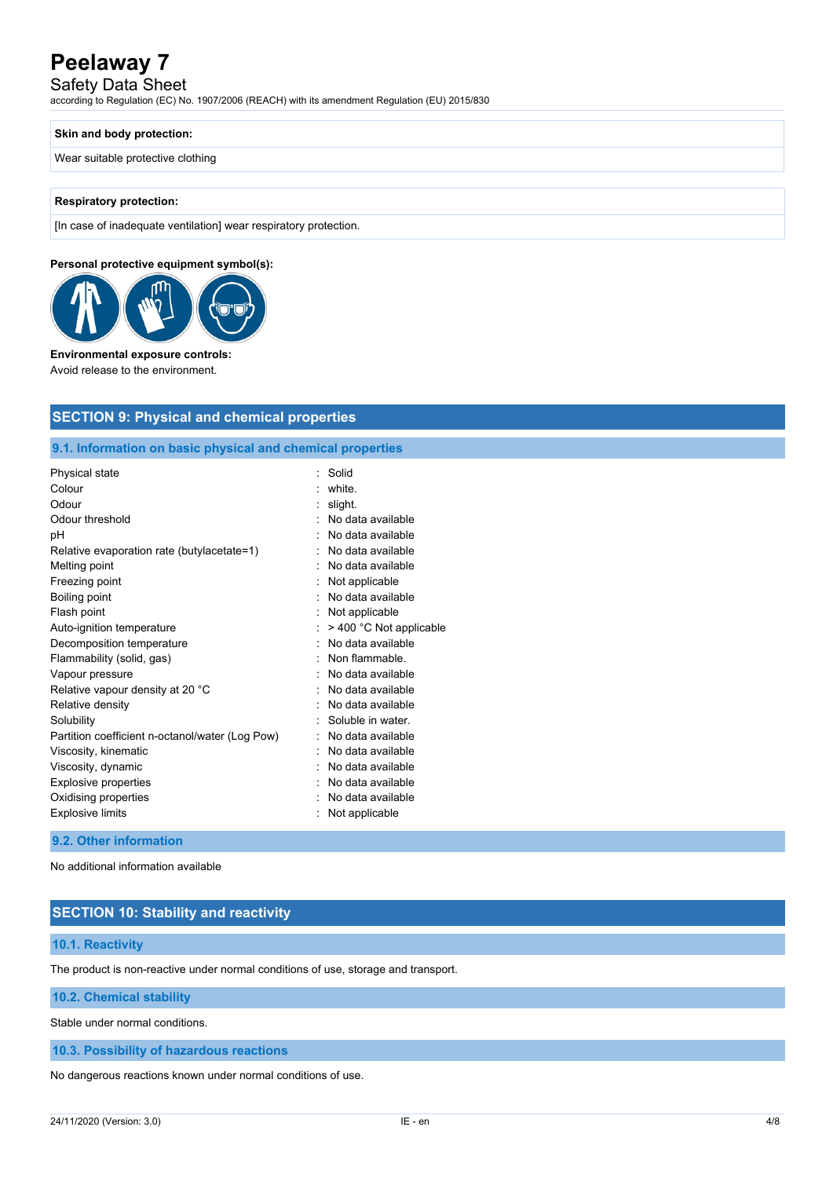**Skin and body protection:**

Wear suitable protective clothing

**Respiratory protection:**

[In case of inadequate ventilation] wear respiratory protection.

**Personal protective equipment symbol(s):**

**Environmental exposure controls:**

Avoid release to the environment.

## SECTION 9: Physical and chemical properties

### 9.1. Information on basic physical and chemical properties

| Property | Value |
|---|---|
| Physical state | Solid |
| Colour | white. |
| Odour | slight. |
| Odour threshold | No data available |
| pH | No data available |
| Relative evaporation rate (butylacetate=1) | No data available |
| Melting point | No data available |
| Freezing point | Not applicable |
| Boiling point | No data available |
| Flash point | Not applicable |
| Auto-ignition temperature | > 400 °C Not applicable |
| Decomposition temperature | No data available |
| Flammability (solid, gas) | Non flammable. |
| Vapour pressure | No data available |
| Relative vapour density at 20 °C | No data available |
| Relative density | No data available |
| Solubility | Soluble in water. |
| Partition coefficient n-octanol/water (Log Pow) | No data available |
| Viscosity, kinematic | No data available |
| Viscosity, dynamic | No data available |
| Explosive properties | No data available |
| Oxidising properties | No data available |
| Explosive limits | Not applicable |

### 9.2. Other information

No additional information available

## SECTION 10: Stability and reactivity

### 10.1. Reactivity

The product is non-reactive under normal conditions of use, storage and transport.

### 10.2. Chemical stability

Stable under normal conditions.

### 10.3. Possibility of hazardous reactions

No dangerous reactions known under normal conditions of use.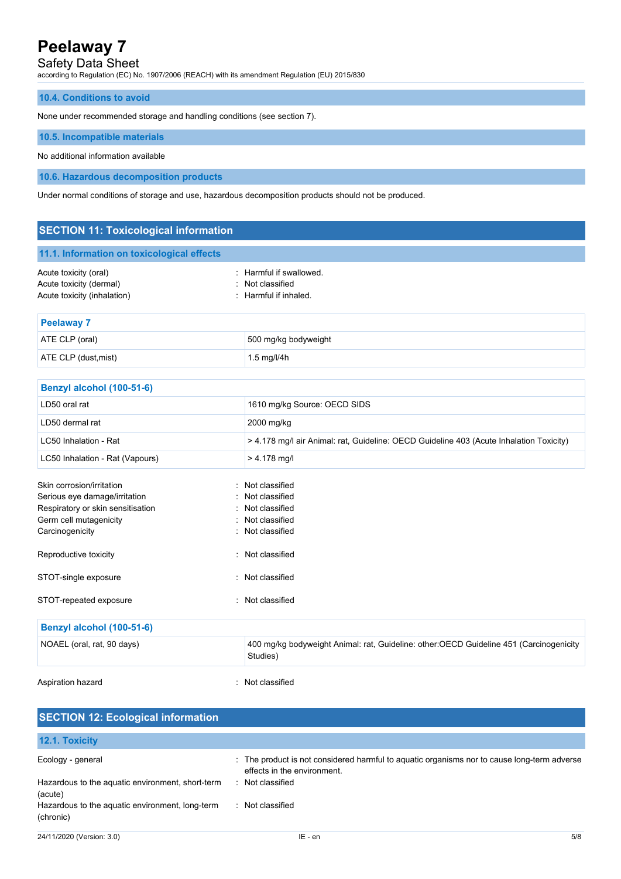### 10.4. Conditions to avoid

None under recommended storage and handling conditions (see section 7).

### 10.5. Incompatible materials

No additional information available

### 10.6. Hazardous decomposition products

Under normal conditions of storage and use, hazardous decomposition products should not be produced.

## SECTION 11: Toxicological information

### 11.1. Information on toxicological effects

Acute toxicity (oral) : Harmful if swallowed.
Acute toxicity (dermal) : Not classified
Acute toxicity (inhalation) : Harmful if inhaled.

| Peelaway 7 | |
|---|---|
| ATE CLP (oral) | 500 mg/kg bodyweight |
| ATE CLP (dust,mist) | 1.5 mg/l/4h |

| Benzyl alcohol (100-51-6) | |
|---|---|
| LD50 oral rat | 1610 mg/kg Source: OECD SIDS |
| LD50 dermal rat | 2000 mg/kg |
| LC50 Inhalation - Rat | > 4.178 mg/l air Animal: rat, Guideline: OECD Guideline 403 (Acute Inhalation Toxicity) |
| LC50 Inhalation - Rat (Vapours) | > 4.178 mg/l |

Skin corrosion/irritation : Not classified
Serious eye damage/irritation : Not classified
Respiratory or skin sensitisation : Not classified
Germ cell mutagenicity : Not classified
Carcinogenicity : Not classified

Reproductive toxicity : Not classified

STOT-single exposure : Not classified

STOT-repeated exposure : Not classified

| Benzyl alcohol (100-51-6) | |
|---|---|
| NOAEL (oral, rat, 90 days) | 400 mg/kg bodyweight Animal: rat, Guideline: other:OECD Guideline 451 (Carcinogenicity Studies) |

Aspiration hazard : Not classified

## SECTION 12: Ecological information

### 12.1. Toxicity

Ecology - general : The product is not considered harmful to aquatic organisms nor to cause long-term adverse effects in the environment.
Hazardous to the aquatic environment, short-term (acute) : Not classified
Hazardous to the aquatic environment, long-term (chronic) : Not classified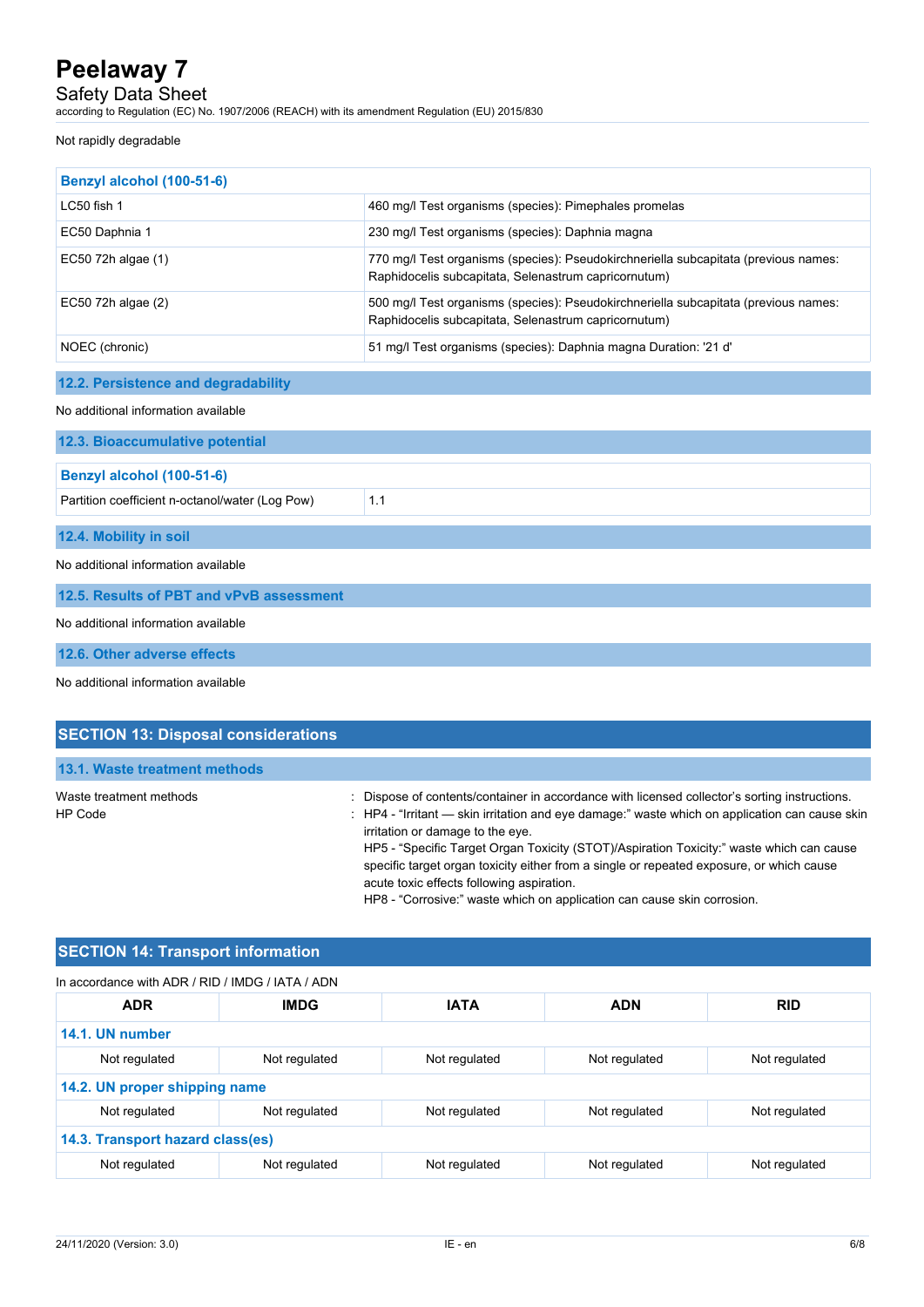Not rapidly degradable

| Benzyl alcohol (100-51-6) | |
|---|---|
| LC50 fish 1 | 460 mg/l Test organisms (species): Pimephales promelas |
| EC50 Daphnia 1 | 230 mg/l Test organisms (species): Daphnia magna |
| EC50 72h algae (1) | 770 mg/l Test organisms (species): Pseudokirchneriella subcapitata (previous names: Raphidocelis subcapitata, Selenastrum capricornutum) |
| EC50 72h algae (2) | 500 mg/l Test organisms (species): Pseudokirchneriella subcapitata (previous names: Raphidocelis subcapitata, Selenastrum capricornutum) |
| NOEC (chronic) | 51 mg/l Test organisms (species): Daphnia magna Duration: '21 d' |

### 12.2. Persistence and degradability

No additional information available

### 12.3. Bioaccumulative potential

| Benzyl alcohol (100-51-6) | |
|---|---|
| Partition coefficient n-octanol/water (Log Pow) | 1.1 |

### 12.4. Mobility in soil

No additional information available

### 12.5. Results of PBT and vPvB assessment

No additional information available

### 12.6. Other adverse effects

No additional information available

## SECTION 13: Disposal considerations

### 13.1. Waste treatment methods

Waste treatment methods : Dispose of contents/container in accordance with licensed collector's sorting instructions.

HP Code : HP4 - "Irritant — skin irritation and eye damage:" waste which on application can cause skin irritation or damage to the eye.
HP5 - "Specific Target Organ Toxicity (STOT)/Aspiration Toxicity:" waste which can cause specific target organ toxicity either from a single or repeated exposure, or which cause acute toxic effects following aspiration.
HP8 - "Corrosive:" waste which on application can cause skin corrosion.

## SECTION 14: Transport information

In accordance with ADR / RID / IMDG / IATA / ADN

| ADR | IMDG | IATA | ADN | RID |
|---|---|---|---|---|
| **14.1. UN number** | | | | |
| Not regulated | Not regulated | Not regulated | Not regulated | Not regulated |
| **14.2. UN proper shipping name** | | | | |
| Not regulated | Not regulated | Not regulated | Not regulated | Not regulated |
| **14.3. Transport hazard class(es)** | | | | |
| Not regulated | Not regulated | Not regulated | Not regulated | Not regulated |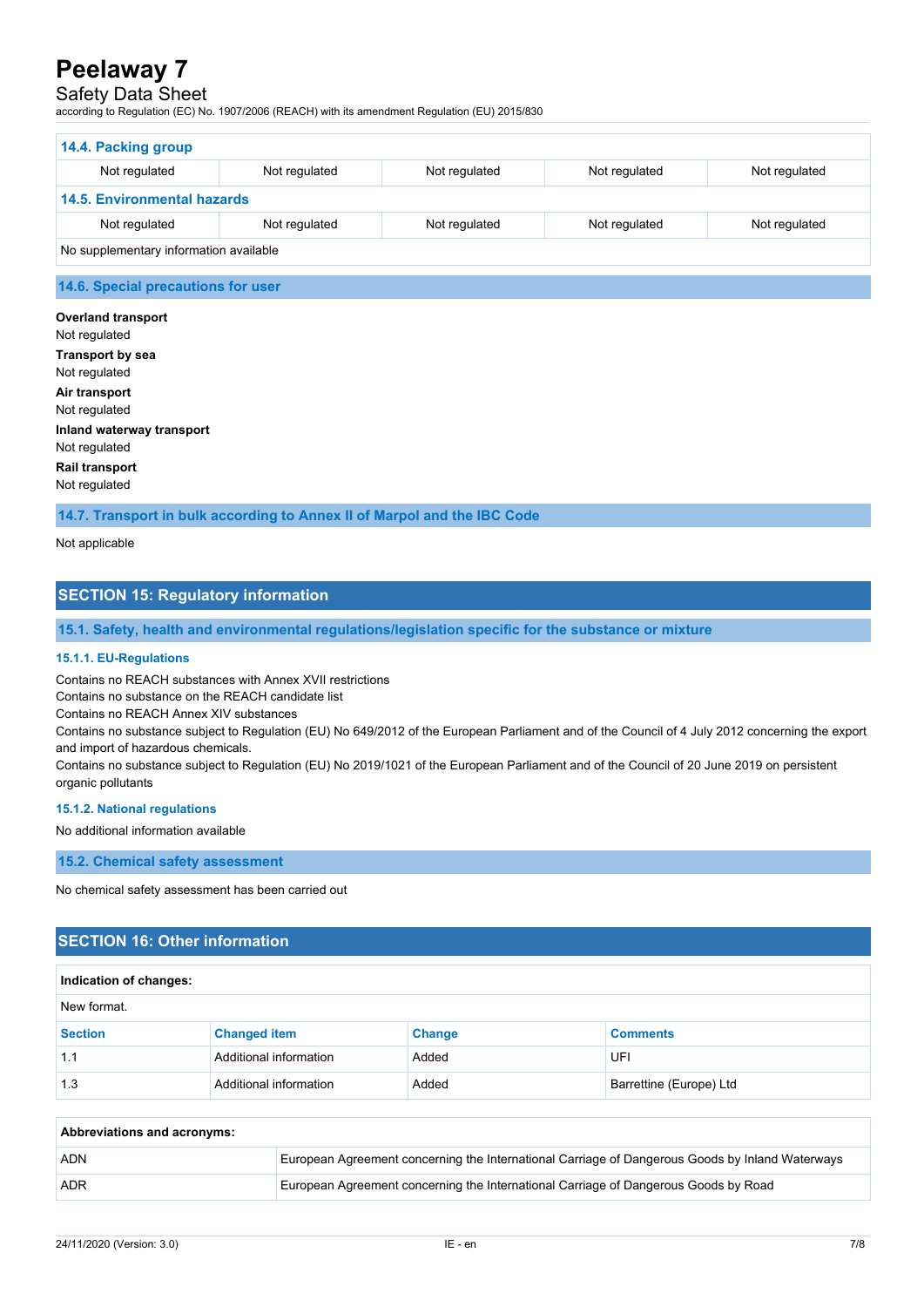### 14.4. Packing group

| Not regulated | Not regulated | Not regulated | Not regulated | Not regulated |
|---|---|---|---|---|

### 14.5. Environmental hazards

| Not regulated | Not regulated | Not regulated | Not regulated | Not regulated |
|---|---|---|---|---|

No supplementary information available

### 14.6. Special precautions for user

**Overland transport**
Not regulated

**Transport by sea**
Not regulated

**Air transport**
Not regulated

**Inland waterway transport**
Not regulated

**Rail transport**
Not regulated

### 14.7. Transport in bulk according to Annex II of Marpol and the IBC Code

Not applicable

## SECTION 15: Regulatory information

### 15.1. Safety, health and environmental regulations/legislation specific for the substance or mixture

#### 15.1.1. EU-Regulations

Contains no REACH substances with Annex XVII restrictions
Contains no substance on the REACH candidate list
Contains no REACH Annex XIV substances
Contains no substance subject to Regulation (EU) No 649/2012 of the European Parliament and of the Council of 4 July 2012 concerning the export and import of hazardous chemicals.
Contains no substance subject to Regulation (EU) No 2019/1021 of the European Parliament and of the Council of 20 June 2019 on persistent organic pollutants

#### 15.1.2. National regulations

No additional information available

### 15.2. Chemical safety assessment

No chemical safety assessment has been carried out

## SECTION 16: Other information

**Indication of changes:**

New format.

| Section | Changed item | Change | Comments |
|---|---|---|---|
| 1.1 | Additional information | Added | UFI |
| 1.3 | Additional information | Added | Barrettine (Europe) Ltd |

**Abbreviations and acronyms:**

| | |
|---|---|
| ADN | European Agreement concerning the International Carriage of Dangerous Goods by Inland Waterways |
| ADR | European Agreement concerning the International Carriage of Dangerous Goods by Road |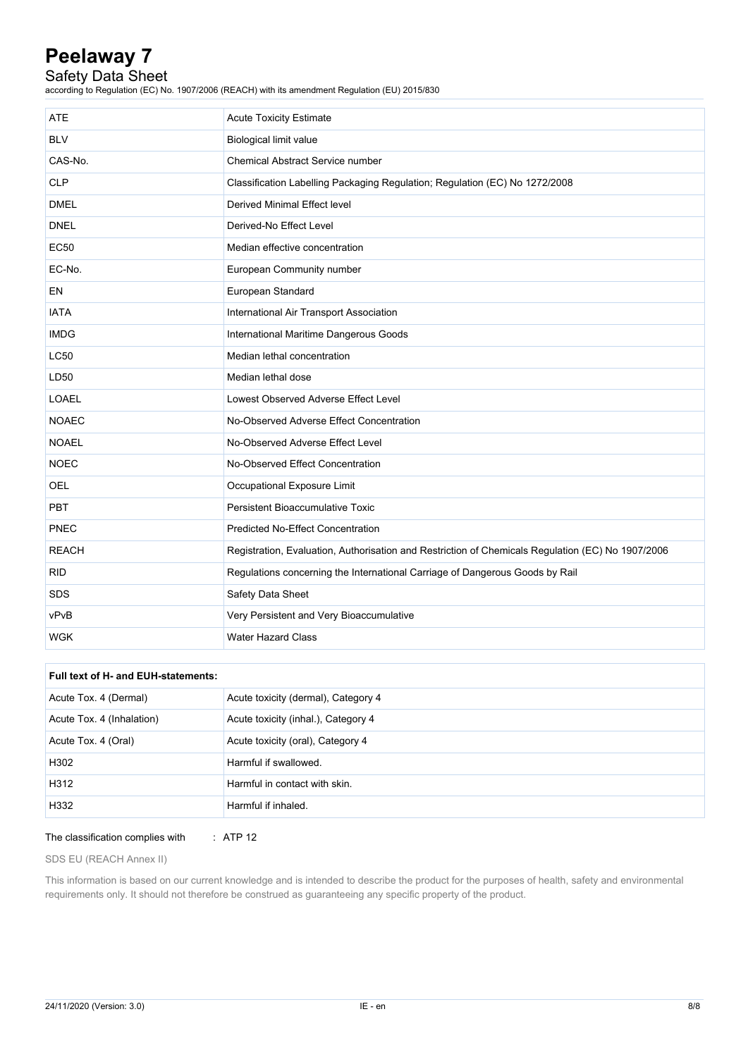| | |
|---|---|
| ATE | Acute Toxicity Estimate |
| BLV | Biological limit value |
| CAS-No. | Chemical Abstract Service number |
| CLP | Classification Labelling Packaging Regulation; Regulation (EC) No 1272/2008 |
| DMEL | Derived Minimal Effect level |
| DNEL | Derived-No Effect Level |
| EC50 | Median effective concentration |
| EC-No. | European Community number |
| EN | European Standard |
| IATA | International Air Transport Association |
| IMDG | International Maritime Dangerous Goods |
| LC50 | Median lethal concentration |
| LD50 | Median lethal dose |
| LOAEL | Lowest Observed Adverse Effect Level |
| NOAEC | No-Observed Adverse Effect Concentration |
| NOAEL | No-Observed Adverse Effect Level |
| NOEC | No-Observed Effect Concentration |
| OEL | Occupational Exposure Limit |
| PBT | Persistent Bioaccumulative Toxic |
| PNEC | Predicted No-Effect Concentration |
| REACH | Registration, Evaluation, Authorisation and Restriction of Chemicals Regulation (EC) No 1907/2006 |
| RID | Regulations concerning the International Carriage of Dangerous Goods by Rail |
| SDS | Safety Data Sheet |
| vPvB | Very Persistent and Very Bioaccumulative |
| WGK | Water Hazard Class |

| **Full text of H- and EUH-statements:** | |
|---|---|
| Acute Tox. 4 (Dermal) | Acute toxicity (dermal), Category 4 |
| Acute Tox. 4 (Inhalation) | Acute toxicity (inhal.), Category 4 |
| Acute Tox. 4 (Oral) | Acute toxicity (oral), Category 4 |
| H302 | Harmful if swallowed. |
| H312 | Harmful in contact with skin. |
| H332 | Harmful if inhaled. |

The classification complies with : ATP 12

SDS EU (REACH Annex II)

This information is based on our current knowledge and is intended to describe the product for the purposes of health, safety and environmental requirements only. It should not therefore be construed as guaranteeing any specific property of the product.